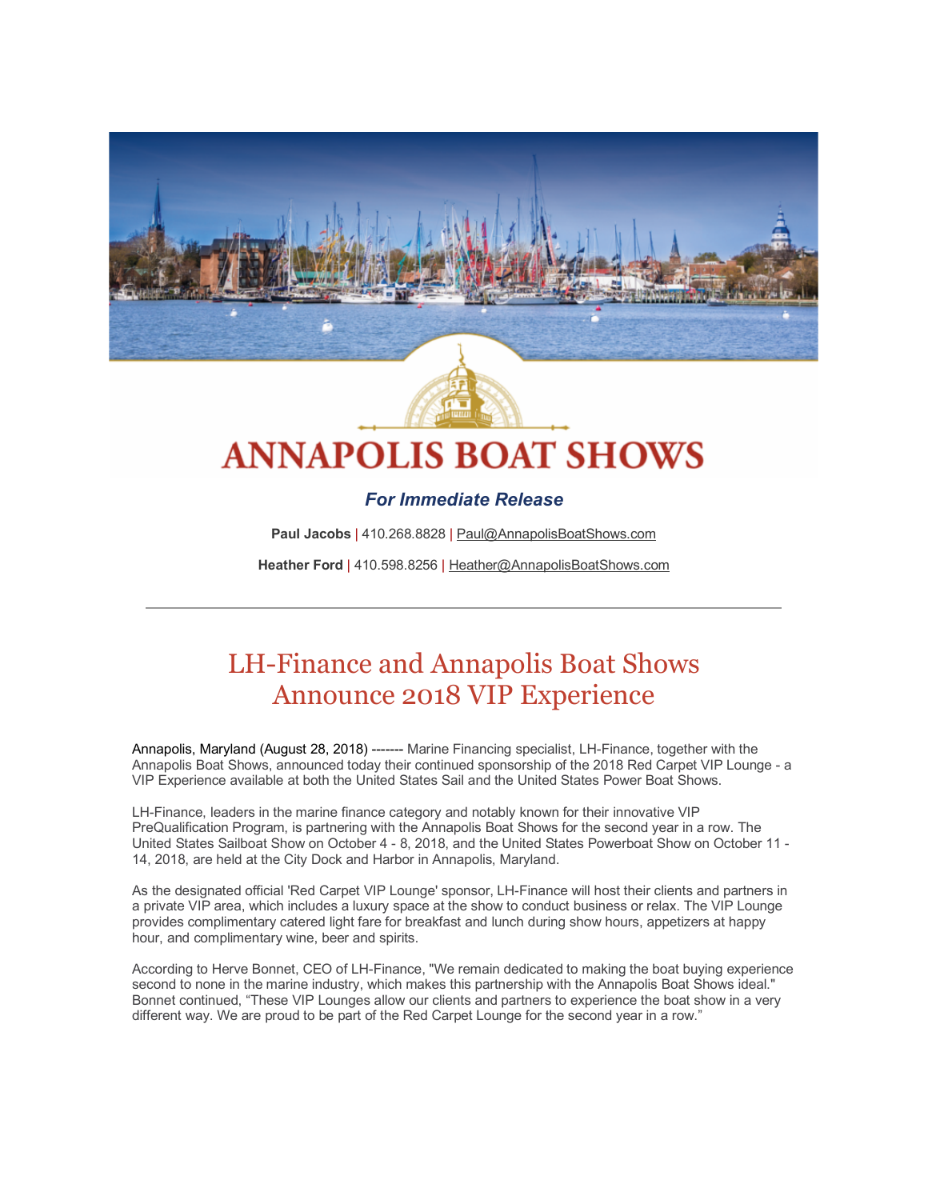# ANNAPOLIS BOAT SHOWS

***For Immediate Release***

**Paul Jacobs** | 410.268.8828 | Paul@AnnapolisBoatShows.com

**Heather Ford** | 410.598.8256 | Heather@AnnapolisBoatShows.com

---

## LH-Finance and Annapolis Boat Shows Announce 2018 VIP Experience

Annapolis, Maryland (August 28, 2018) ------- Marine Financing specialist, LH-Finance, together with the Annapolis Boat Shows, announced today their continued sponsorship of the 2018 Red Carpet VIP Lounge - a VIP Experience available at both the United States Sail and the United States Power Boat Shows.

LH-Finance, leaders in the marine finance category and notably known for their innovative VIP PreQualification Program, is partnering with the Annapolis Boat Shows for the second year in a row. The United States Sailboat Show on October 4 - 8, 2018, and the United States Powerboat Show on October 11 - 14, 2018, are held at the City Dock and Harbor in Annapolis, Maryland.

As the designated official 'Red Carpet VIP Lounge' sponsor, LH-Finance will host their clients and partners in a private VIP area, which includes a luxury space at the show to conduct business or relax. The VIP Lounge provides complimentary catered light fare for breakfast and lunch during show hours, appetizers at happy hour, and complimentary wine, beer and spirits.

According to Herve Bonnet, CEO of LH-Finance, "We remain dedicated to making the boat buying experience second to none in the marine industry, which makes this partnership with the Annapolis Boat Shows ideal." Bonnet continued, "These VIP Lounges allow our clients and partners to experience the boat show in a very different way. We are proud to be part of the Red Carpet Lounge for the second year in a row."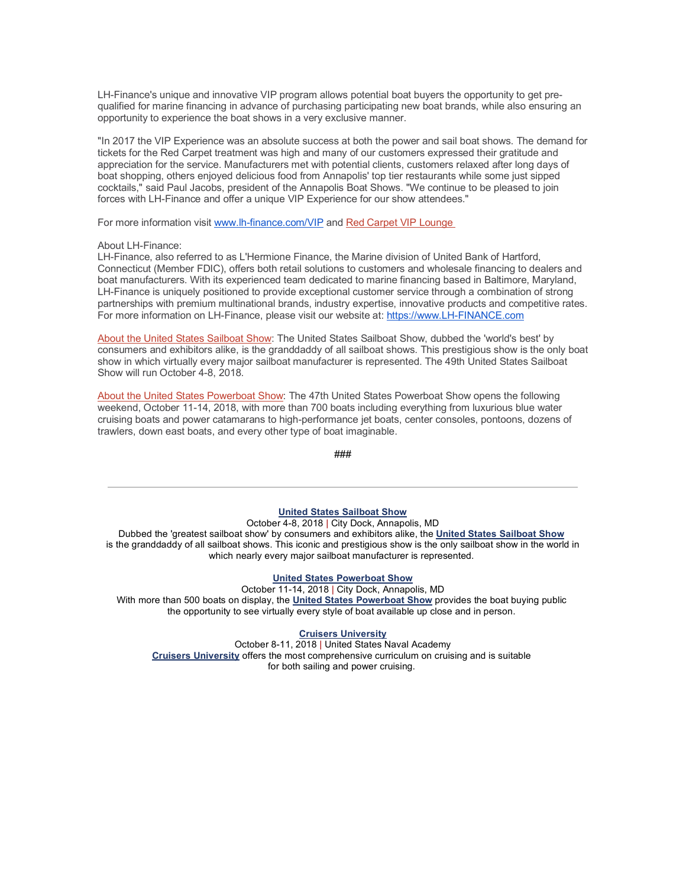LH-Finance's unique and innovative VIP program allows potential boat buyers the opportunity to get pre-qualified for marine financing in advance of purchasing participating new boat brands, while also ensuring an opportunity to experience the boat shows in a very exclusive manner.

"In 2017 the VIP Experience was an absolute success at both the power and sail boat shows. The demand for tickets for the Red Carpet treatment was high and many of our customers expressed their gratitude and appreciation for the service. Manufacturers met with potential clients, customers relaxed after long days of boat shopping, others enjoyed delicious food from Annapolis' top tier restaurants while some just sipped cocktails," said Paul Jacobs, president of the Annapolis Boat Shows. "We continue to be pleased to join forces with LH-Finance and offer a unique VIP Experience for our show attendees."

For more information visit www.lh-finance.com/VIP and Red Carpet VIP Lounge

About LH-Finance:
LH-Finance, also referred to as L'Hermione Finance, the Marine division of United Bank of Hartford, Connecticut (Member FDIC), offers both retail solutions to customers and wholesale financing to dealers and boat manufacturers. With its experienced team dedicated to marine financing based in Baltimore, Maryland, LH-Finance is uniquely positioned to provide exceptional customer service through a combination of strong partnerships with premium multinational brands, industry expertise, innovative products and competitive rates. For more information on LH-Finance, please visit our website at: https://www.LH-FINANCE.com

About the United States Sailboat Show: The United States Sailboat Show, dubbed the 'world's best' by consumers and exhibitors alike, is the granddaddy of all sailboat shows. This prestigious show is the only boat show in which virtually every major sailboat manufacturer is represented. The 49th United States Sailboat Show will run October 4-8, 2018.

About the United States Powerboat Show: The 47th United States Powerboat Show opens the following weekend, October 11-14, 2018, with more than 700 boats including everything from luxurious blue water cruising boats and power catamarans to high-performance jet boats, center consoles, pontoons, dozens of trawlers, down east boats, and every other type of boat imaginable.

###

---

**United States Sailboat Show**
October 4-8, 2018 | City Dock, Annapolis, MD
Dubbed the 'greatest sailboat show' by consumers and exhibitors alike, the **United States Sailboat Show** is the granddaddy of all sailboat shows. This iconic and prestigious show is the only sailboat show in the world in which nearly every major sailboat manufacturer is represented.

**United States Powerboat Show**
October 11-14, 2018 | City Dock, Annapolis, MD
With more than 500 boats on display, the **United States Powerboat Show** provides the boat buying public the opportunity to see virtually every style of boat available up close and in person.

**Cruisers University**
October 8-11, 2018 | United States Naval Academy
**Cruisers University** offers the most comprehensive curriculum on cruising and is suitable for both sailing and power cruising.